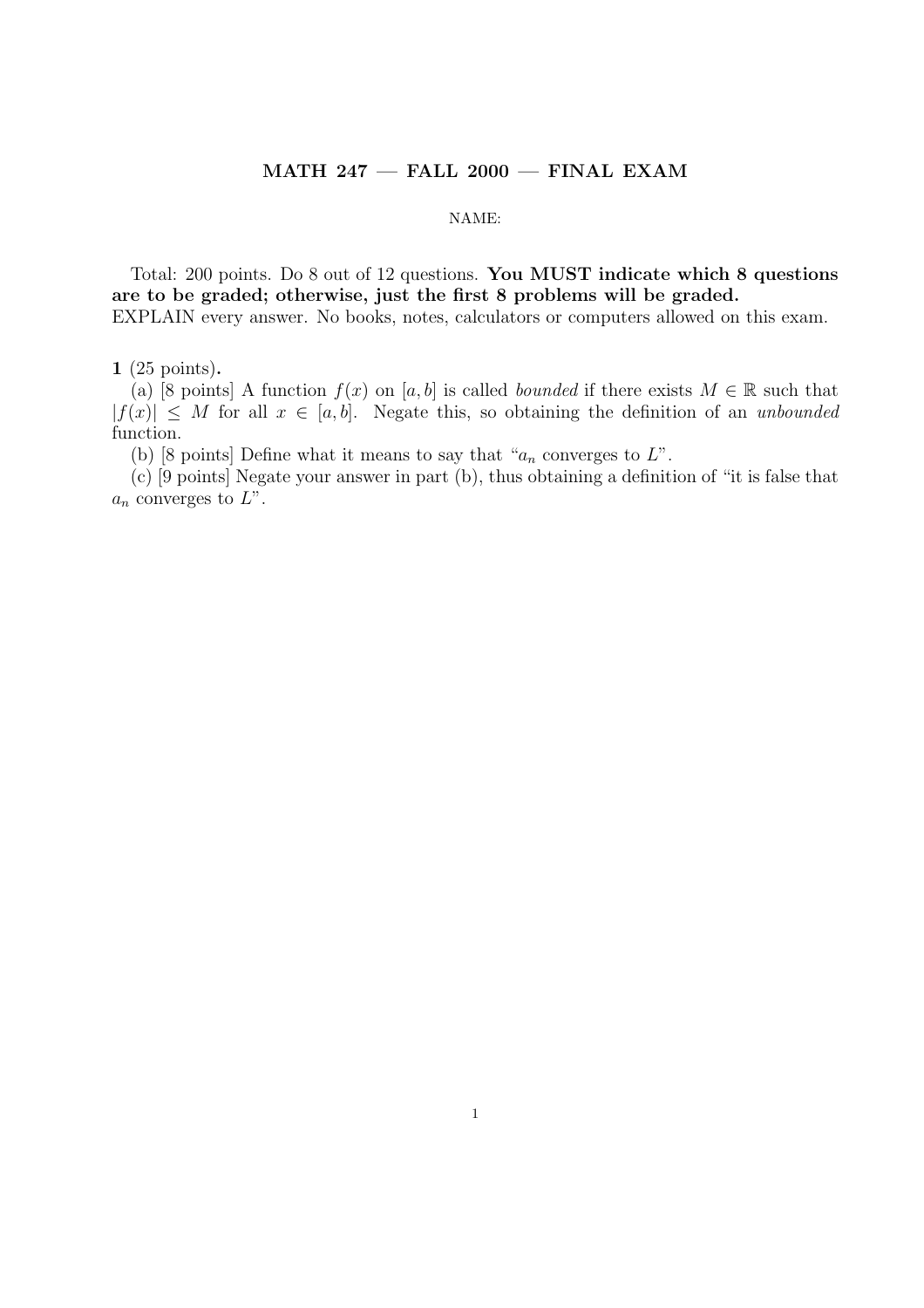# MATH 247 — FALL 2000 — FINAL EXAM

NAME:

Total: 200 points. Do 8 out of 12 questions. **You MUST indicate which 8 questions are to be graded; otherwise, just the first 8 problems will be graded.**
EXPLAIN every answer. No books, notes, calculators or computers allowed on this exam.

**1** (25 points)**.**

(a) [8 points] A function $f(x)$ on $[a, b]$ is called *bounded* if there exists $M \in \mathbb{R}$ such that $|f(x)| \leq M$ for all $x \in [a, b]$. Negate this, so obtaining the definition of an *unbounded* function.

(b) [8 points] Define what it means to say that "$a_n$ converges to $L$".

(c) [9 points] Negate your answer in part (b), thus obtaining a definition of "it is false that $a_n$ converges to $L$".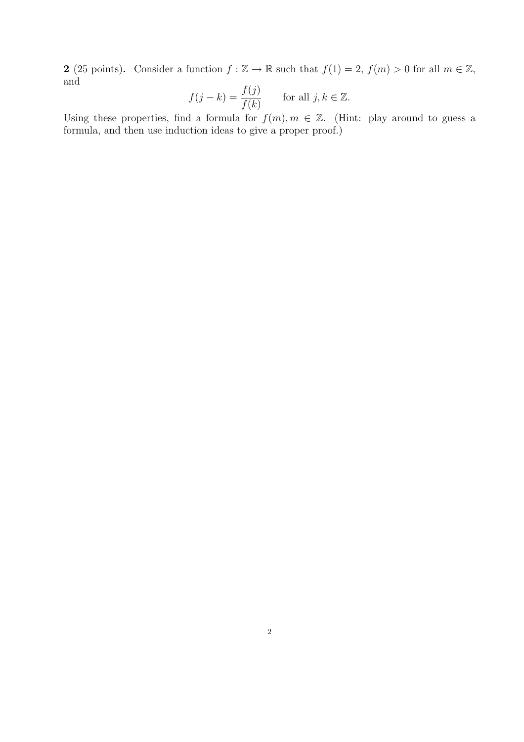**2** (25 points). Consider a function $f : \mathbb{Z} \to \mathbb{R}$ such that $f(1) = 2$, $f(m) > 0$ for all $m \in \mathbb{Z}$, and

$$f(j - k) = \frac{f(j)}{f(k)} \qquad \text{for all } j, k \in \mathbb{Z}.$$

Using these properties, find a formula for $f(m), m \in \mathbb{Z}$. (Hint: play around to guess a formula, and then use induction ideas to give a proper proof.)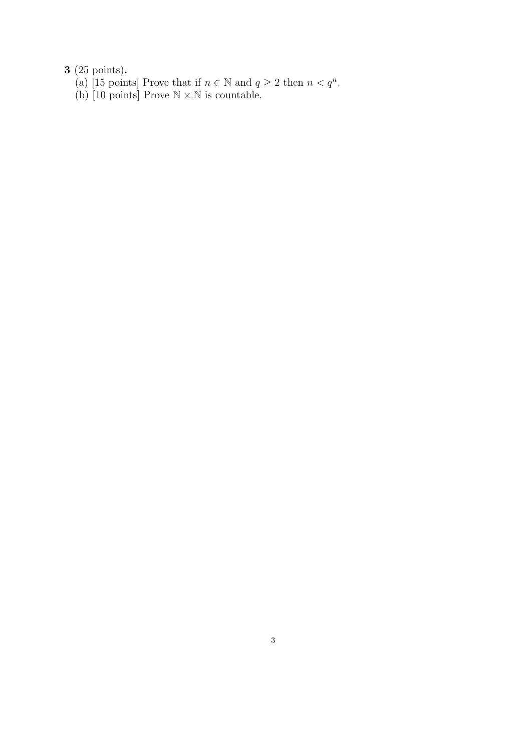**3** (25 points).

(a) [15 points] Prove that if $n \in \mathbb{N}$ and $q \geq 2$ then $n < q^n$.

(b) [10 points] Prove $\mathbb{N} \times \mathbb{N}$ is countable.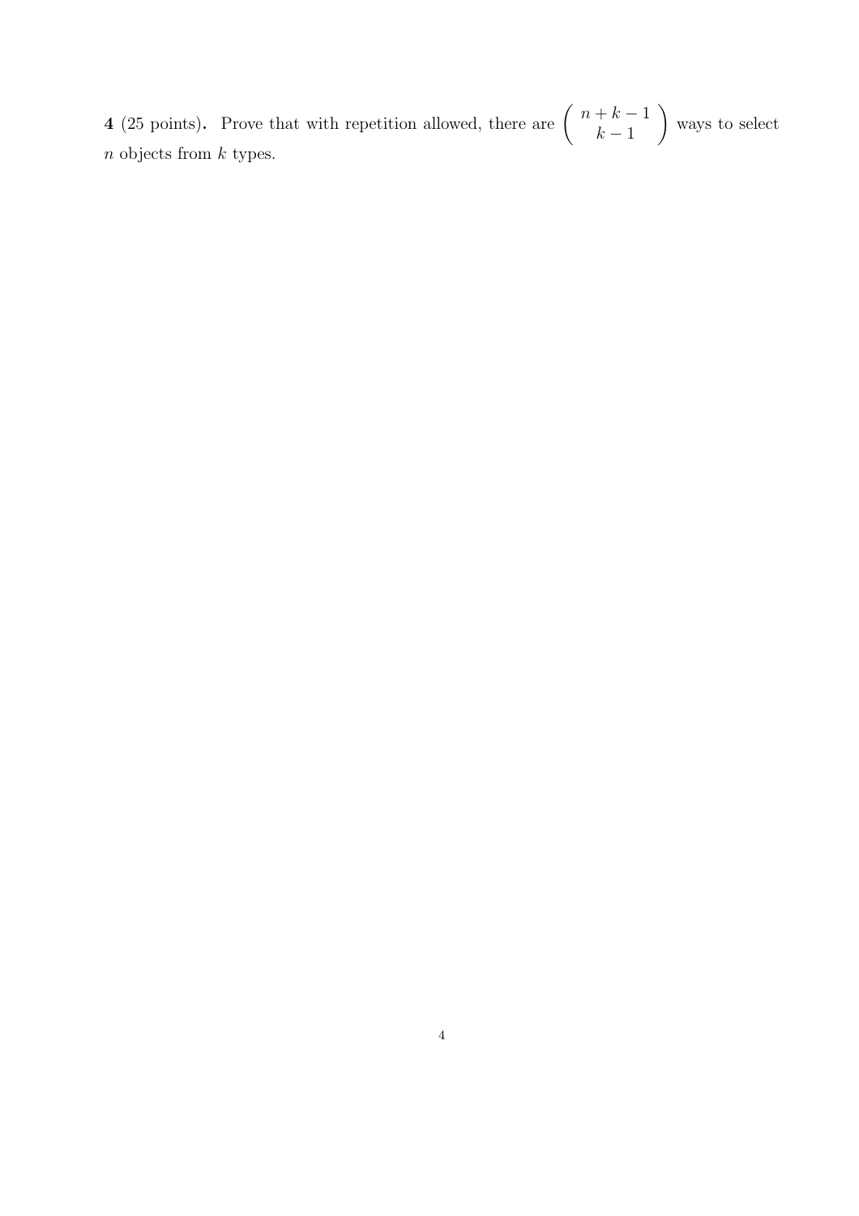**4** (25 points). Prove that with repetition allowed, there are $\begin{pmatrix} n+k-1 \\ k-1 \end{pmatrix}$ ways to select $n$ objects from $k$ types.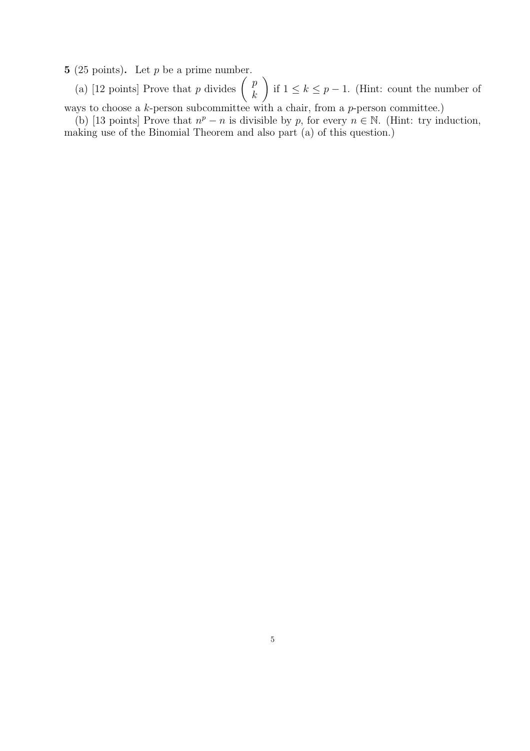**5** (25 points)**.** Let $p$ be a prime number.

(a) [12 points] Prove that $p$ divides $\binom{p}{k}$ if $1 \leq k \leq p-1$. (Hint: count the number of ways to choose a $k$-person subcommittee with a chair, from a $p$-person committee.)

(b) [13 points] Prove that $n^p - n$ is divisible by $p$, for every $n \in \mathbb{N}$. (Hint: try induction, making use of the Binomial Theorem and also part (a) of this question.)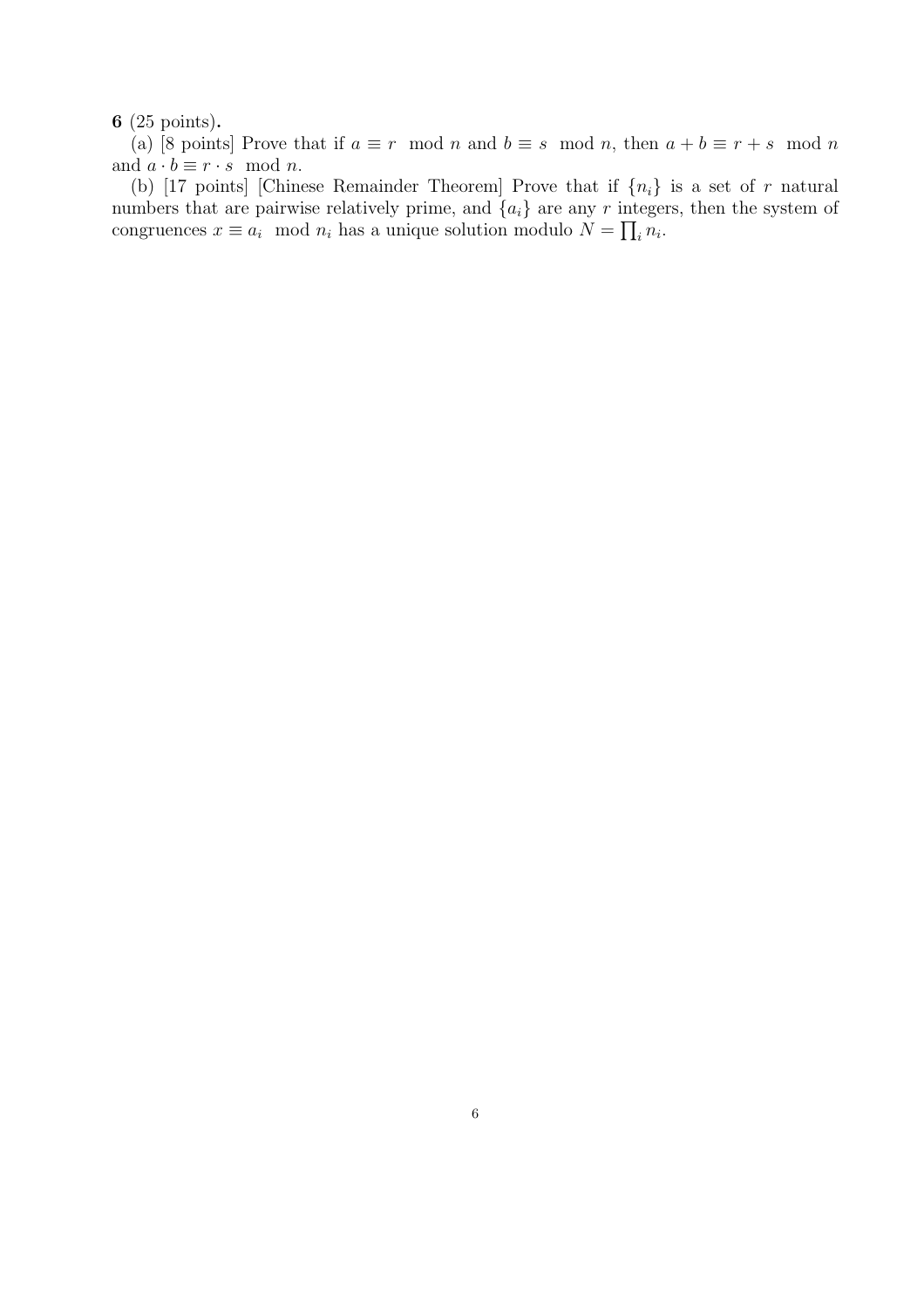**6** (25 points)**.**

(a) [8 points] Prove that if $a \equiv r \mod n$ and $b \equiv s \mod n$, then $a + b \equiv r + s \mod n$ and $a \cdot b \equiv r \cdot s \mod n$.

(b) [17 points] [Chinese Remainder Theorem] Prove that if $\{n_i\}$ is a set of $r$ natural numbers that are pairwise relatively prime, and $\{a_i\}$ are any $r$ integers, then the system of congruences $x \equiv a_i \mod n_i$ has a unique solution modulo $N = \prod_i n_i$.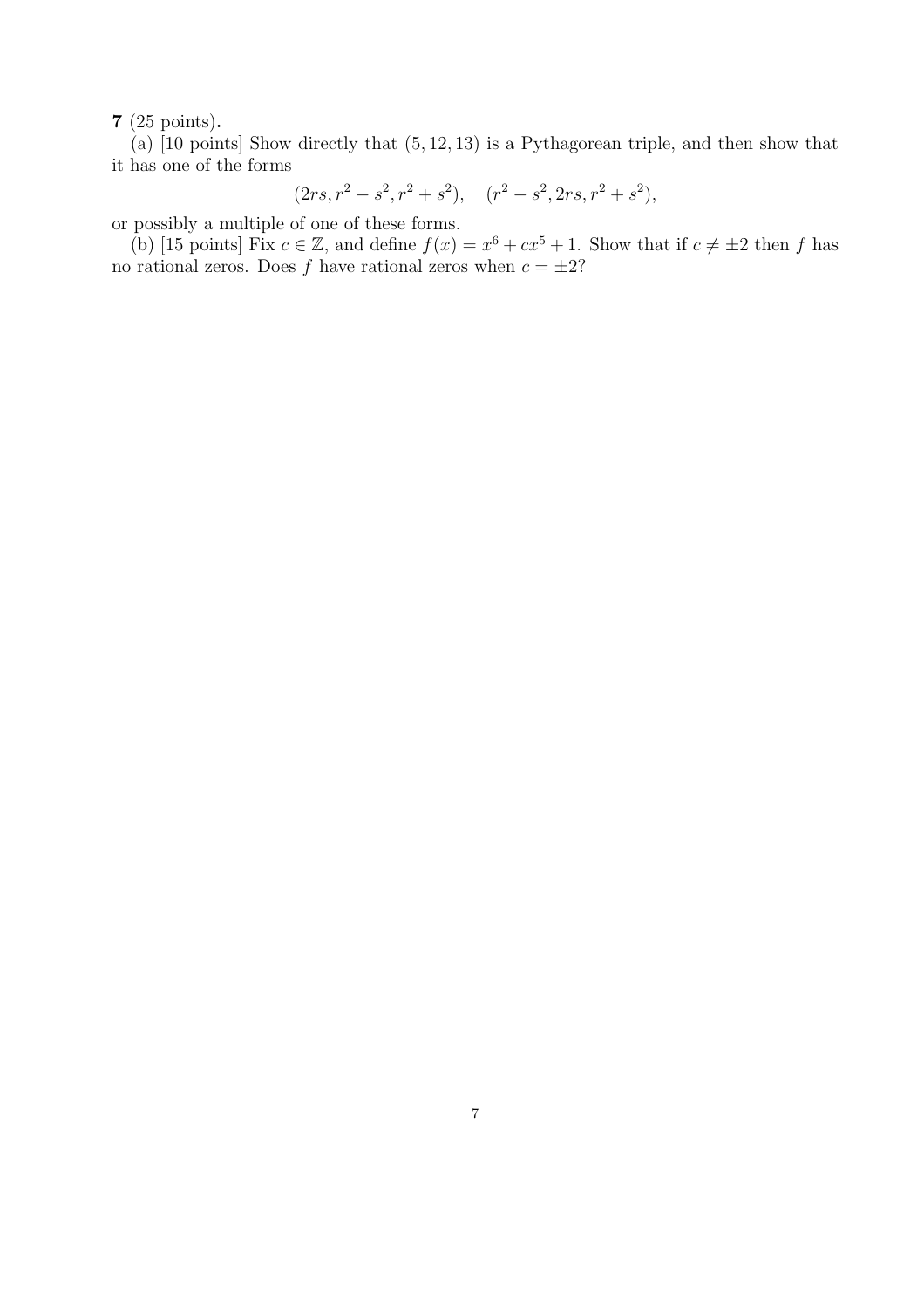**7** (25 points)**.**

(a) [10 points] Show directly that $(5, 12, 13)$ is a Pythagorean triple, and then show that it has one of the forms

$$(2rs, r^2 - s^2, r^2 + s^2), \quad (r^2 - s^2, 2rs, r^2 + s^2),$$

or possibly a multiple of one of these forms.

(b) [15 points] Fix $c \in \mathbb{Z}$, and define $f(x) = x^6 + cx^5 + 1$. Show that if $c \neq \pm 2$ then $f$ has no rational zeros. Does $f$ have rational zeros when $c = \pm 2$?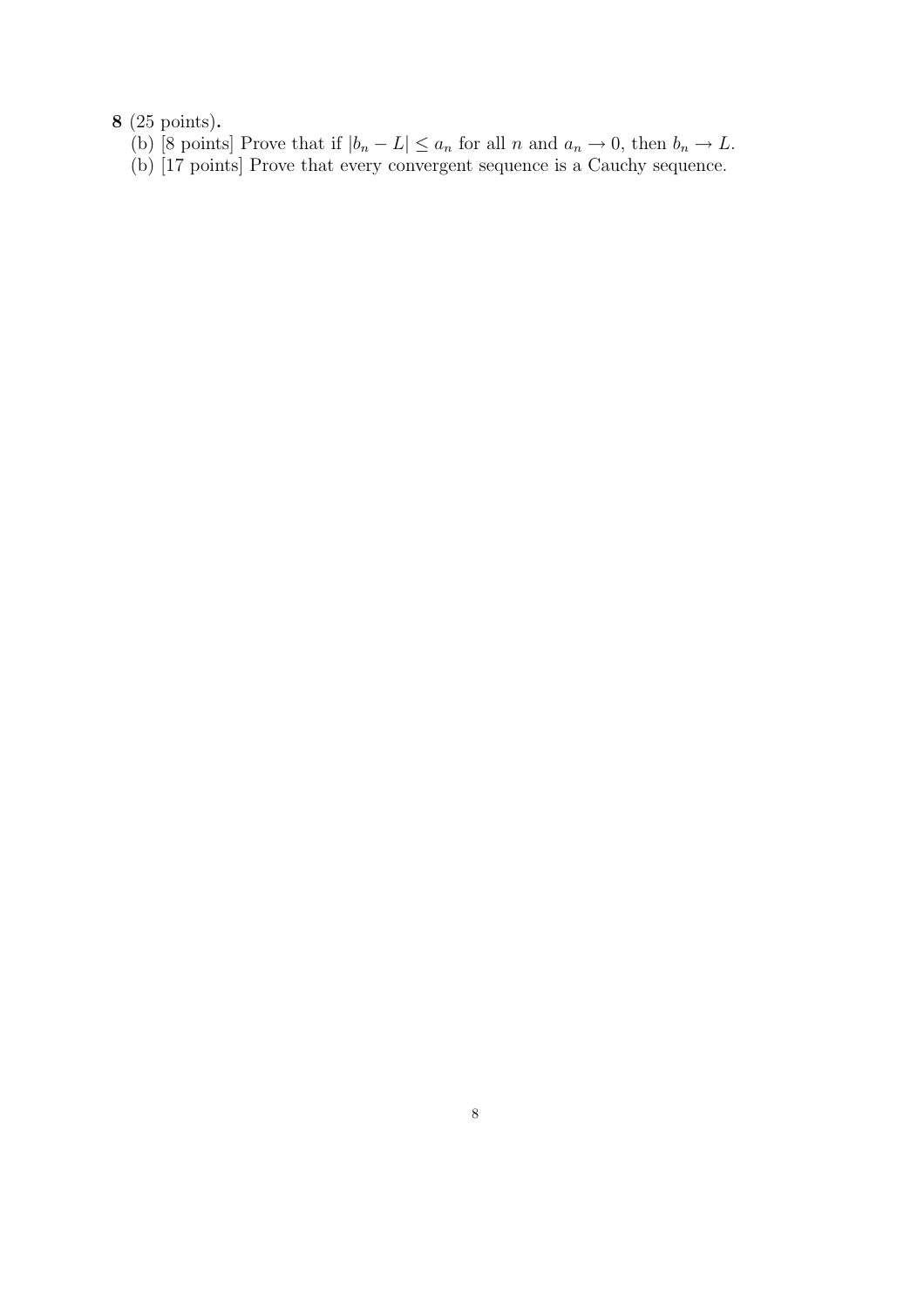**8** (25 points).

(b) [8 points] Prove that if $|b_n - L| \leq a_n$ for all $n$ and $a_n \to 0$, then $b_n \to L$.

(b) [17 points] Prove that every convergent sequence is a Cauchy sequence.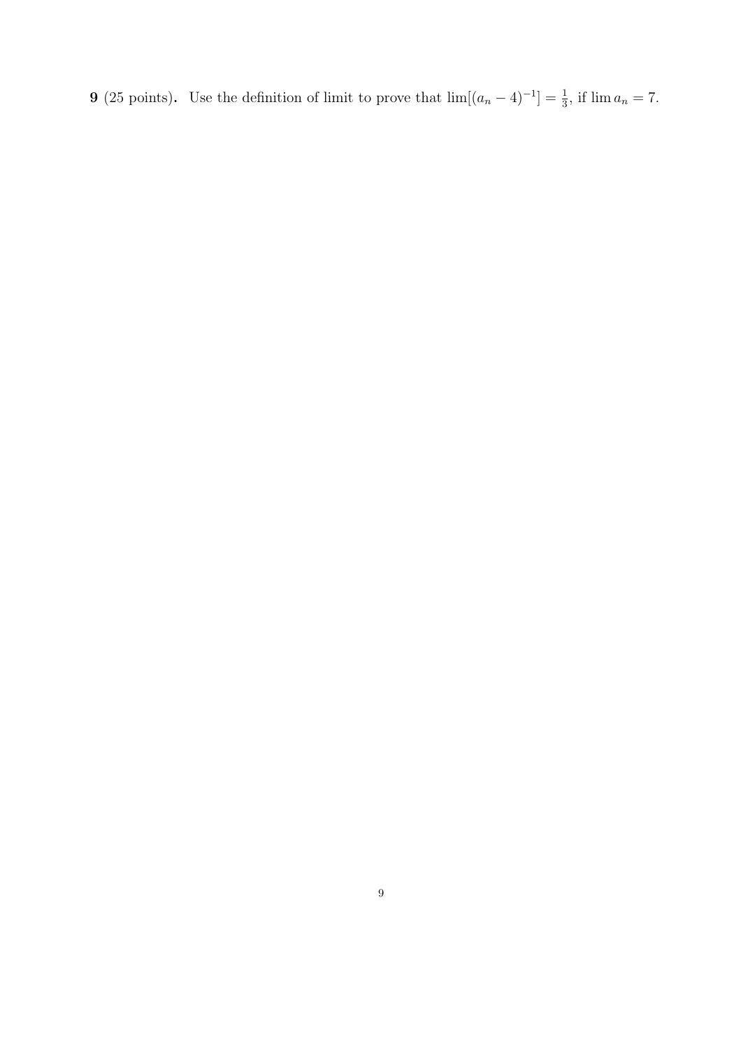**9** (25 points). Use the definition of limit to prove that $\lim[(a_n - 4)^{-1}] = \frac{1}{3}$, if $\lim a_n = 7$.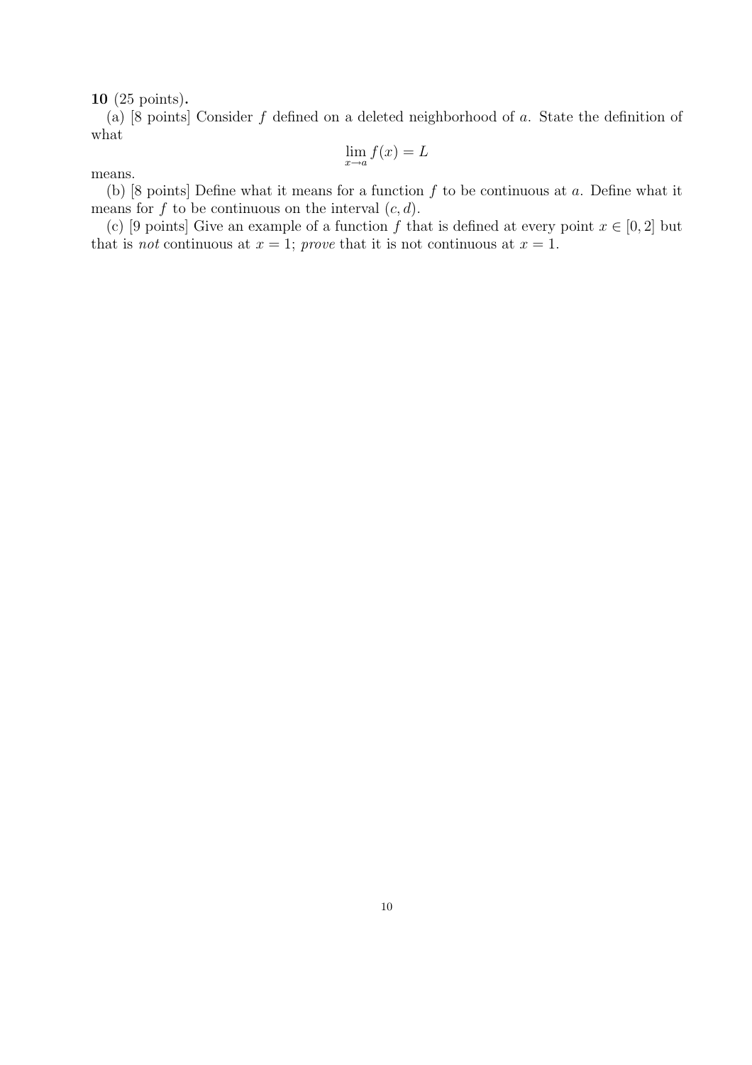**10** (25 points)**.**

(a) [8 points] Consider $f$ defined on a deleted neighborhood of $a$. State the definition of what

$$\lim_{x \to a} f(x) = L$$

means.

(b) [8 points] Define what it means for a function $f$ to be continuous at $a$. Define what it means for $f$ to be continuous on the interval $(c, d)$.

(c) [9 points] Give an example of a function $f$ that is defined at every point $x \in [0, 2]$ but that is *not* continuous at $x = 1$; *prove* that it is not continuous at $x = 1$.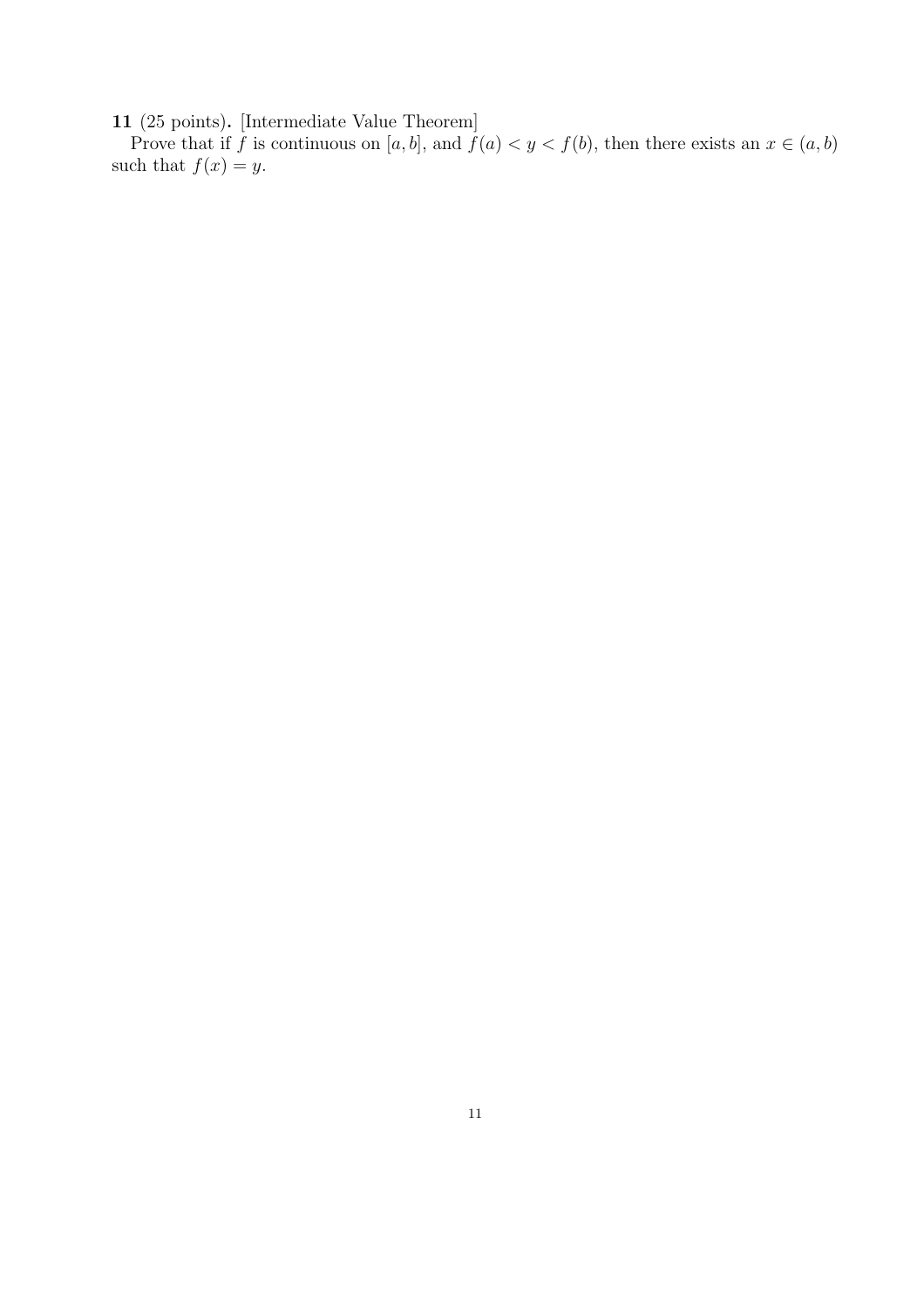**11** (25 points)**.** [Intermediate Value Theorem]

Prove that if $f$ is continuous on $[a, b]$, and $f(a) < y < f(b)$, then there exists an $x \in (a, b)$ such that $f(x) = y$.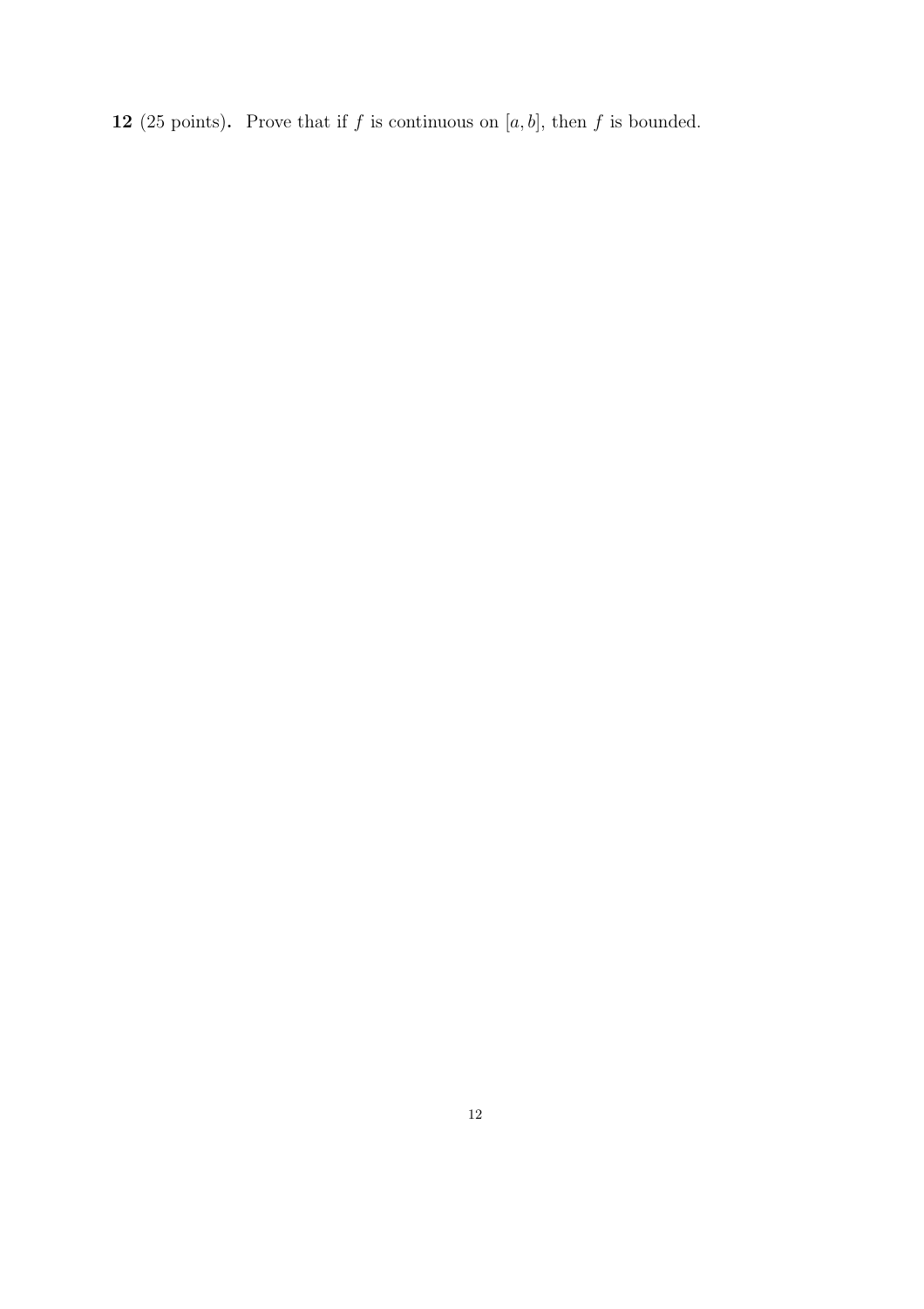**12** (25 points)**.** Prove that if $f$ is continuous on $[a, b]$, then $f$ is bounded.